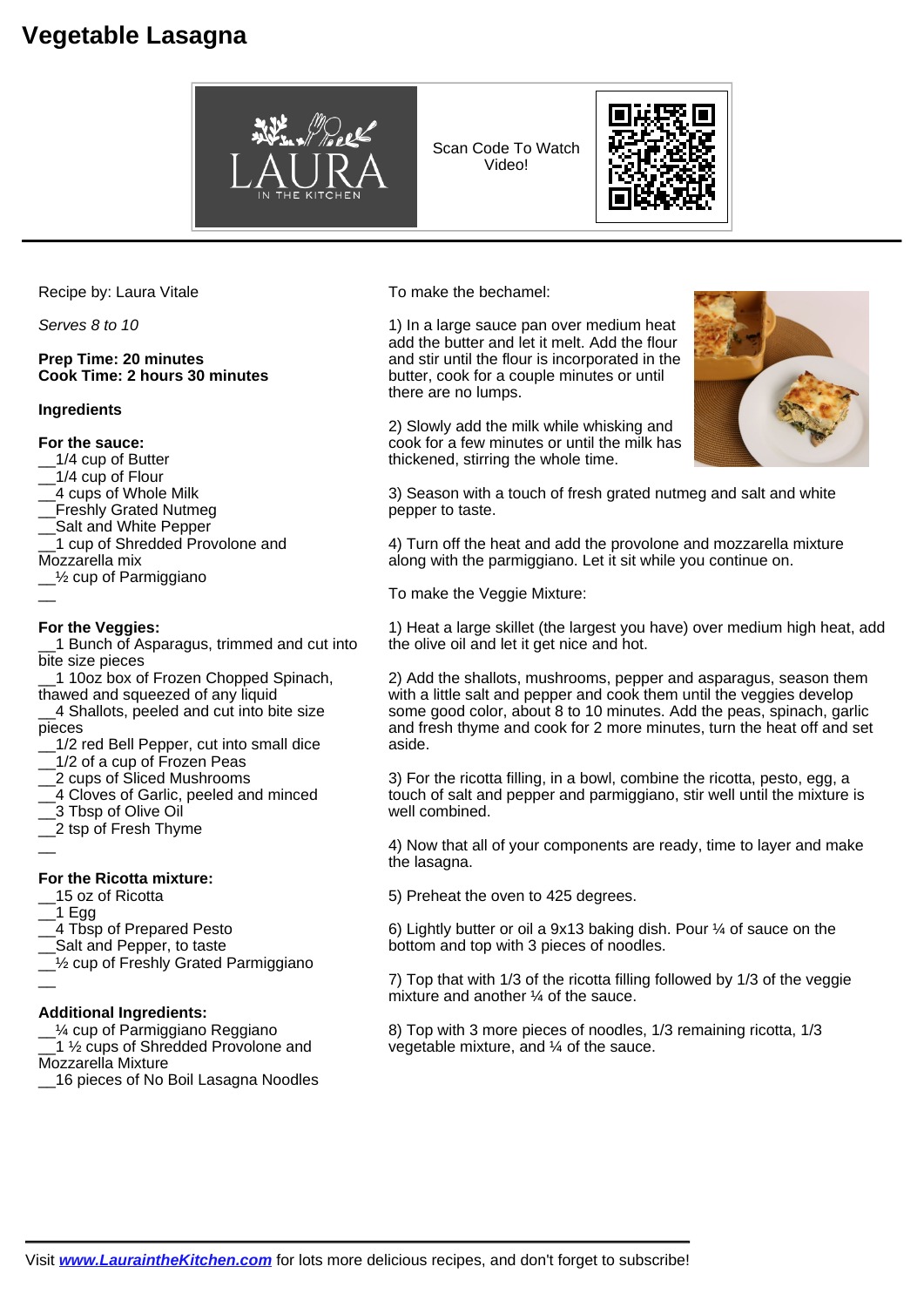# Vegetable Lasagna

Scan Code To Watch Video!

Recipe by: Laura Vitale

*Serves 8 to 10*

**Prep Time: 20 minutes**
**Cook Time: 2 hours 30 minutes**

**Ingredients**

**For the sauce:**
__1/4 cup of Butter
__1/4 cup of Flour
__4 cups of Whole Milk
__Freshly Grated Nutmeg
__Salt and White Pepper
__1 cup of Shredded Provolone and Mozzarella mix
__½ cup of Parmiggiano
__

**For the Veggies:**
__1 Bunch of Asparagus, trimmed and cut into bite size pieces
__1 10oz box of Frozen Chopped Spinach, thawed and squeezed of any liquid
__4 Shallots, peeled and cut into bite size pieces
__1/2 red Bell Pepper, cut into small dice
__1/2 of a cup of Frozen Peas
__2 cups of Sliced Mushrooms
__4 Cloves of Garlic, peeled and minced
__3 Tbsp of Olive Oil
__2 tsp of Fresh Thyme
__

**For the Ricotta mixture:**
__15 oz of Ricotta
__1 Egg
__4 Tbsp of Prepared Pesto
__Salt and Pepper, to taste
__½ cup of Freshly Grated Parmiggiano
__

**Additional Ingredients:**
__¼ cup of Parmiggiano Reggiano
__1 ½ cups of Shredded Provolone and Mozzarella Mixture
__16 pieces of No Boil Lasagna Noodles

To make the bechamel:

1) In a large sauce pan over medium heat add the butter and let it melt. Add the flour and stir until the flour is incorporated in the butter, cook for a couple minutes or until there are no lumps.

2) Slowly add the milk while whisking and cook for a few minutes or until the milk has thickened, stirring the whole time.

3) Season with a touch of fresh grated nutmeg and salt and white pepper to taste.

4) Turn off the heat and add the provolone and mozzarella mixture along with the parmiggiano. Let it sit while you continue on.

To make the Veggie Mixture:

1) Heat a large skillet (the largest you have) over medium high heat, add the olive oil and let it get nice and hot.

2) Add the shallots, mushrooms, pepper and asparagus, season them with a little salt and pepper and cook them until the veggies develop some good color, about 8 to 10 minutes. Add the peas, spinach, garlic and fresh thyme and cook for 2 more minutes, turn the heat off and set aside.

3) For the ricotta filling, in a bowl, combine the ricotta, pesto, egg, a touch of salt and pepper and parmiggiano, stir well until the mixture is well combined.

4) Now that all of your components are ready, time to layer and make the lasagna.

5) Preheat the oven to 425 degrees.

6) Lightly butter or oil a 9x13 baking dish. Pour ¼ of sauce on the bottom and top with 3 pieces of noodles.

7) Top that with 1/3 of the ricotta filling followed by 1/3 of the veggie mixture and another ¼ of the sauce.

8) Top with 3 more pieces of noodles, 1/3 remaining ricotta, 1/3 vegetable mixture, and ¼ of the sauce.

Visit **[www.LauraintheKitchen.com](http://www.LauraintheKitchen.com)** for lots more delicious recipes, and don't forget to subscribe!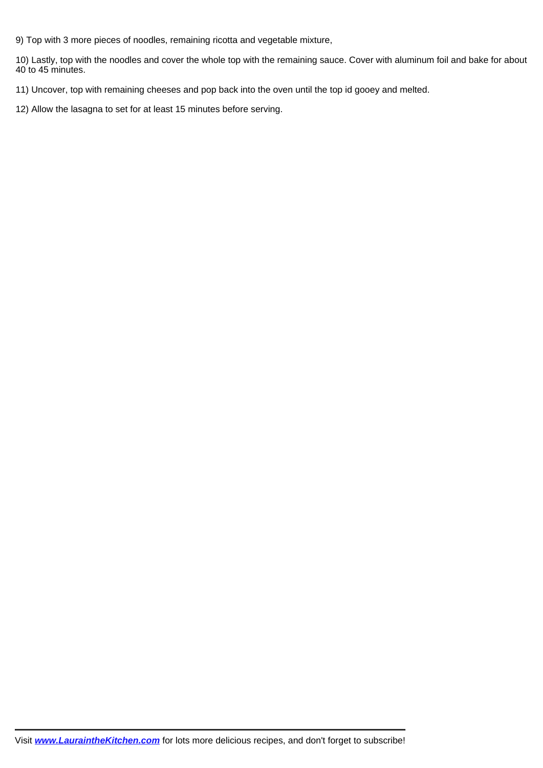9) Top with 3 more pieces of noodles, remaining ricotta and vegetable mixture,

10) Lastly, top with the noodles and cover the whole top with the remaining sauce. Cover with aluminum foil and bake for about 40 to 45 minutes.

11) Uncover, top with remaining cheeses and pop back into the oven until the top id gooey and melted.

12) Allow the lasagna to set for at least 15 minutes before serving.

---

Visit ***www.LauraintheKitchen.com*** for lots more delicious recipes, and don't forget to subscribe!